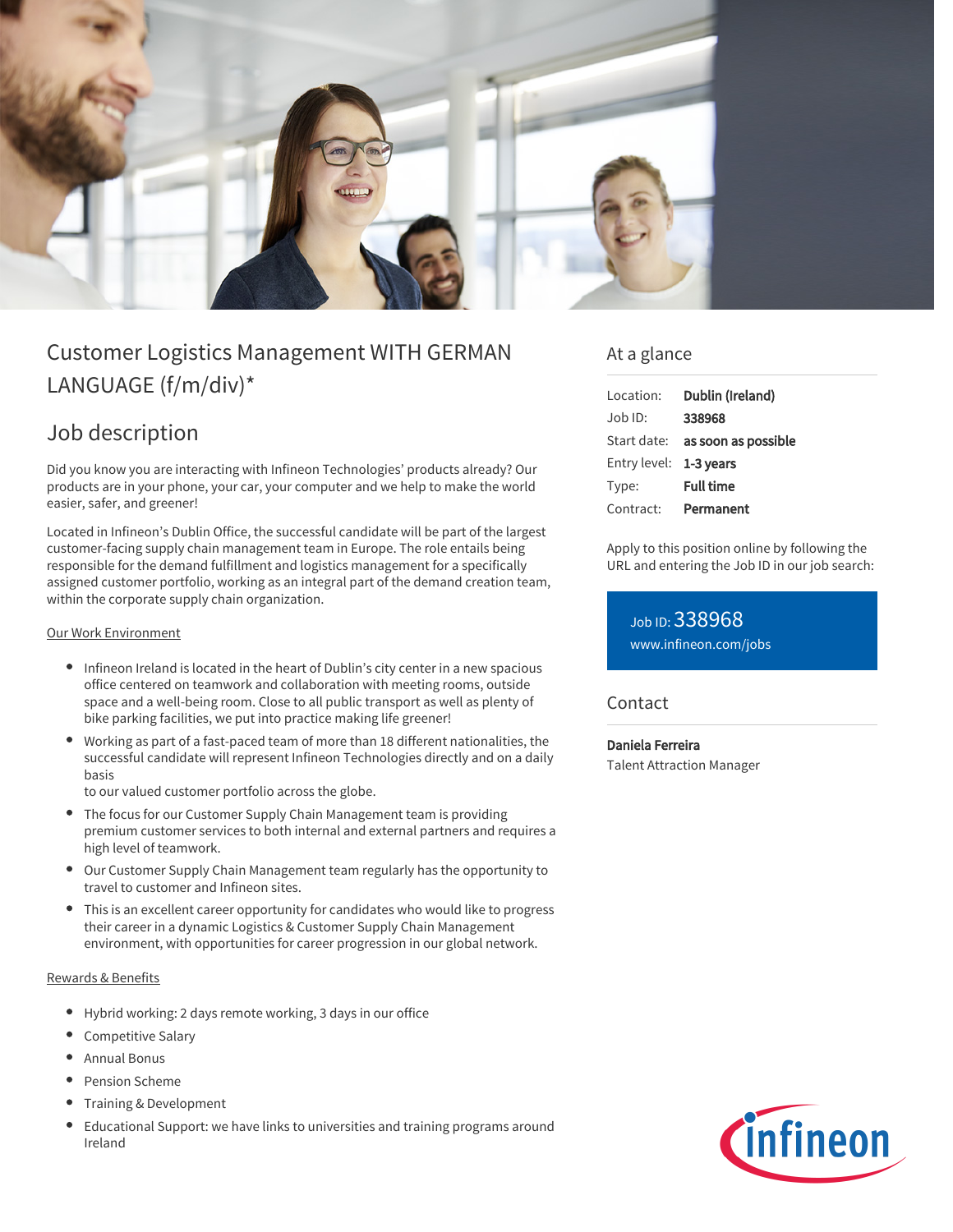# Customer Logistics Management WITH GERMAN LANGUAGE (f/m/div)*

## Job description

Did you know you are interacting with Infineon Technologies' products already? Our products are in your phone, your car, your computer and we help to make the world easier, safer, and greener!

Located in Infineon's Dublin Office, the successful candidate will be part of the largest customer-facing supply chain management team in Europe. The role entails being responsible for the demand fulfillment and logistics management for a specifically assigned customer portfolio, working as an integral part of the demand creation team, within the corporate supply chain organization.

Our Work Environment

- Infineon Ireland is located in the heart of Dublin's city center in a new spacious office centered on teamwork and collaboration with meeting rooms, outside space and a well-being room. Close to all public transport as well as plenty of bike parking facilities, we put into practice making life greener!
- Working as part of a fast-paced team of more than 18 different nationalities, the successful candidate will represent Infineon Technologies directly and on a daily basis
  to our valued customer portfolio across the globe.
- The focus for our Customer Supply Chain Management team is providing premium customer services to both internal and external partners and requires a high level of teamwork.
- Our Customer Supply Chain Management team regularly has the opportunity to travel to customer and Infineon sites.
- This is an excellent career opportunity for candidates who would like to progress their career in a dynamic Logistics & Customer Supply Chain Management environment, with opportunities for career progression in our global network.

Rewards & Benefits

- Hybrid working: 2 days remote working, 3 days in our office
- Competitive Salary
- Annual Bonus
- Pension Scheme
- Training & Development
- Educational Support: we have links to universities and training programs around Ireland

## At a glance

| | |
|---|---|
| Location: | **Dublin (Ireland)** |
| Job ID: | **338968** |
| Start date: | **as soon as possible** |
| Entry level: | **1-3 years** |
| Type: | **Full time** |
| Contract: | **Permanent** |

Apply to this position online by following the URL and entering the Job ID in our job search:

Job ID: 338968
www.infineon.com/jobs

## Contact

**Daniela Ferreira**
Talent Attraction Manager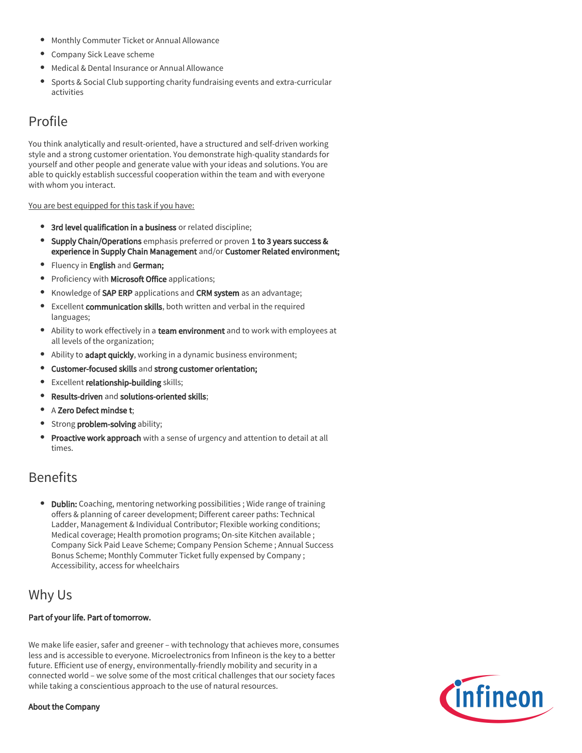- Monthly Commuter Ticket or Annual Allowance
- Company Sick Leave scheme
- Medical & Dental Insurance or Annual Allowance
- Sports & Social Club supporting charity fundraising events and extra-curricular activities

## Profile

You think analytically and result-oriented, have a structured and self-driven working style and a strong customer orientation. You demonstrate high-quality standards for yourself and other people and generate value with your ideas and solutions. You are able to quickly establish successful cooperation within the team and with everyone with whom you interact.

<u>You are best equipped for this task if you have:</u>

- **3rd level qualification in a business** or related discipline;
- **Supply Chain/Operations** emphasis preferred or proven **1 to 3 years success & experience in Supply Chain Management** and/or **Customer Related environment;**
- Fluency in **English** and **German;**
- Proficiency with **Microsoft Office** applications;
- Knowledge of **SAP ERP** applications and **CRM system** as an advantage;
- Excellent **communication skills**, both written and verbal in the required languages;
- Ability to work effectively in a **team environment** and to work with employees at all levels of the organization;
- Ability to **adapt quickly**, working in a dynamic business environment;
- **Customer-focused skills** and **strong customer orientation;**
- Excellent **relationship-building** skills;
- **Results-driven** and **solutions-oriented skills**;
- A **Zero Defect mindse t**;
- Strong **problem-solving** ability;
- **Proactive work approach** with a sense of urgency and attention to detail at all times.

## Benefits

- **Dublin:** Coaching, mentoring networking possibilities ; Wide range of training offers & planning of career development; Different career paths: Technical Ladder, Management & Individual Contributor; Flexible working conditions; Medical coverage; Health promotion programs; On-site Kitchen available ; Company Sick Paid Leave Scheme; Company Pension Scheme ; Annual Success Bonus Scheme; Monthly Commuter Ticket fully expensed by Company ; Accessibility, access for wheelchairs

## Why Us

**Part of your life. Part of tomorrow.**

We make life easier, safer and greener – with technology that achieves more, consumes less and is accessible to everyone. Microelectronics from Infineon is the key to a better future. Efficient use of energy, environmentally-friendly mobility and security in a connected world – we solve some of the most critical challenges that our society faces while taking a conscientious approach to the use of natural resources.

**About the Company**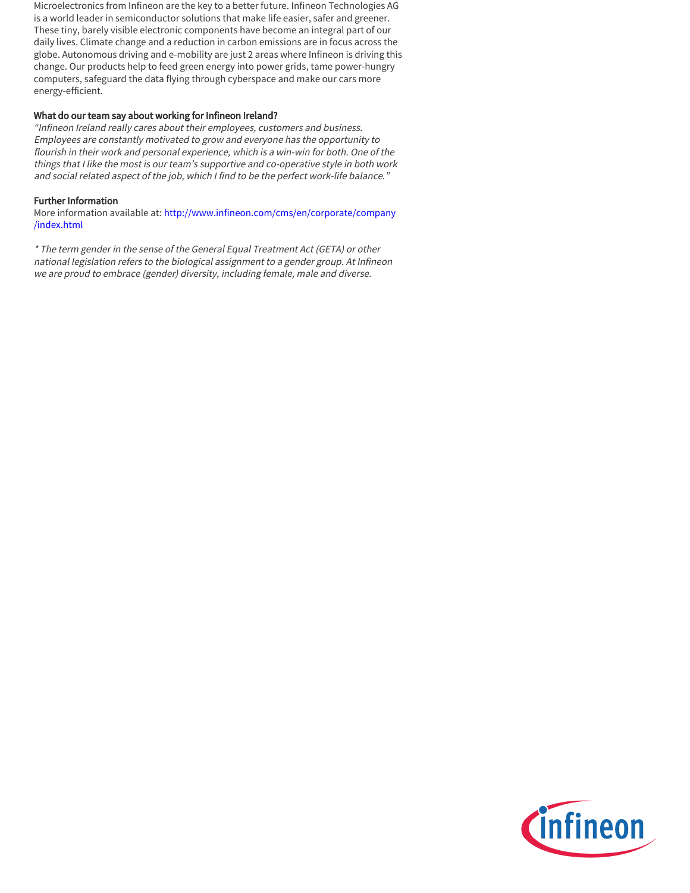Microelectronics from Infineon are the key to a better future. Infineon Technologies AG is a world leader in semiconductor solutions that make life easier, safer and greener. These tiny, barely visible electronic components have become an integral part of our daily lives. Climate change and a reduction in carbon emissions are in focus across the globe. Autonomous driving and e-mobility are just 2 areas where Infineon is driving this change. Our products help to feed green energy into power grids, tame power-hungry computers, safeguard the data flying through cyberspace and make our cars more energy-efficient.

**What do our team say about working for Infineon Ireland?**

*"Infineon Ireland really cares about their employees, customers and business. Employees are constantly motivated to grow and everyone has the opportunity to flourish in their work and personal experience, which is a win-win for both. One of the things that I like the most is our team's supportive and co-operative style in both work and social related aspect of the job, which I find to be the perfect work-life balance."*

**Further Information**

More information available at: http://www.infineon.com/cms/en/corporate/company/index.html

*\* The term gender in the sense of the General Equal Treatment Act (GETA) or other national legislation refers to the biological assignment to a gender group. At Infineon we are proud to embrace (gender) diversity, including female, male and diverse.*